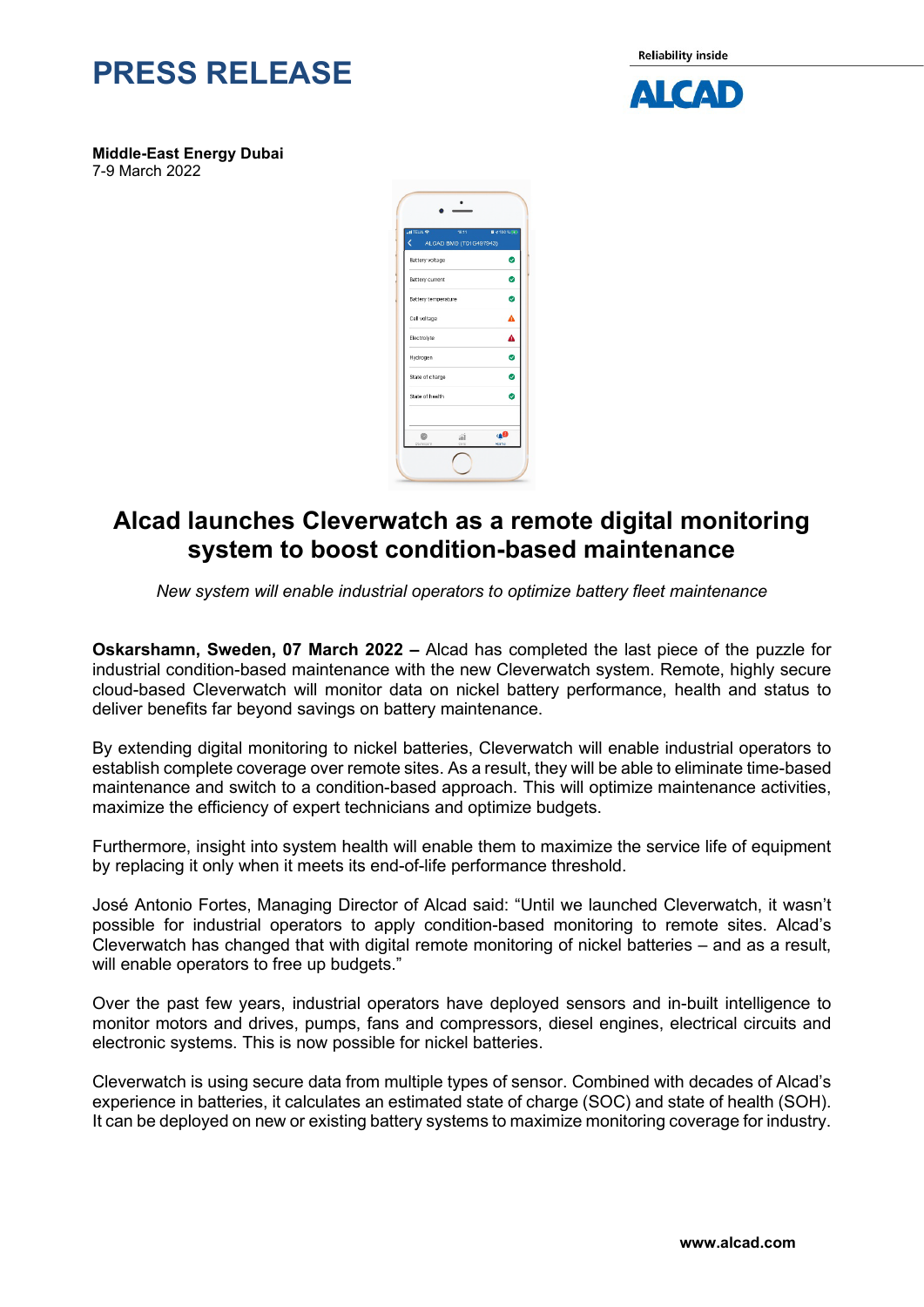# PRESS RELEASE

Reliability inside

**Middle-East Energy Dubai**
7-9 March 2022

## Alcad launches Cleverwatch as a remote digital monitoring system to boost condition-based maintenance

*New system will enable industrial operators to optimize battery fleet maintenance*

**Oskarshamn, Sweden, 07 March 2022 –** Alcad has completed the last piece of the puzzle for industrial condition-based maintenance with the new Cleverwatch system. Remote, highly secure cloud-based Cleverwatch will monitor data on nickel battery performance, health and status to deliver benefits far beyond savings on battery maintenance.

By extending digital monitoring to nickel batteries, Cleverwatch will enable industrial operators to establish complete coverage over remote sites. As a result, they will be able to eliminate time-based maintenance and switch to a condition-based approach. This will optimize maintenance activities, maximize the efficiency of expert technicians and optimize budgets.

Furthermore, insight into system health will enable them to maximize the service life of equipment by replacing it only when it meets its end-of-life performance threshold.

José Antonio Fortes, Managing Director of Alcad said: "Until we launched Cleverwatch, it wasn't possible for industrial operators to apply condition-based monitoring to remote sites. Alcad's Cleverwatch has changed that with digital remote monitoring of nickel batteries – and as a result, will enable operators to free up budgets."

Over the past few years, industrial operators have deployed sensors and in-built intelligence to monitor motors and drives, pumps, fans and compressors, diesel engines, electrical circuits and electronic systems. This is now possible for nickel batteries.

Cleverwatch is using secure data from multiple types of sensor. Combined with decades of Alcad's experience in batteries, it calculates an estimated state of charge (SOC) and state of health (SOH). It can be deployed on new or existing battery systems to maximize monitoring coverage for industry.

**www.alcad.com**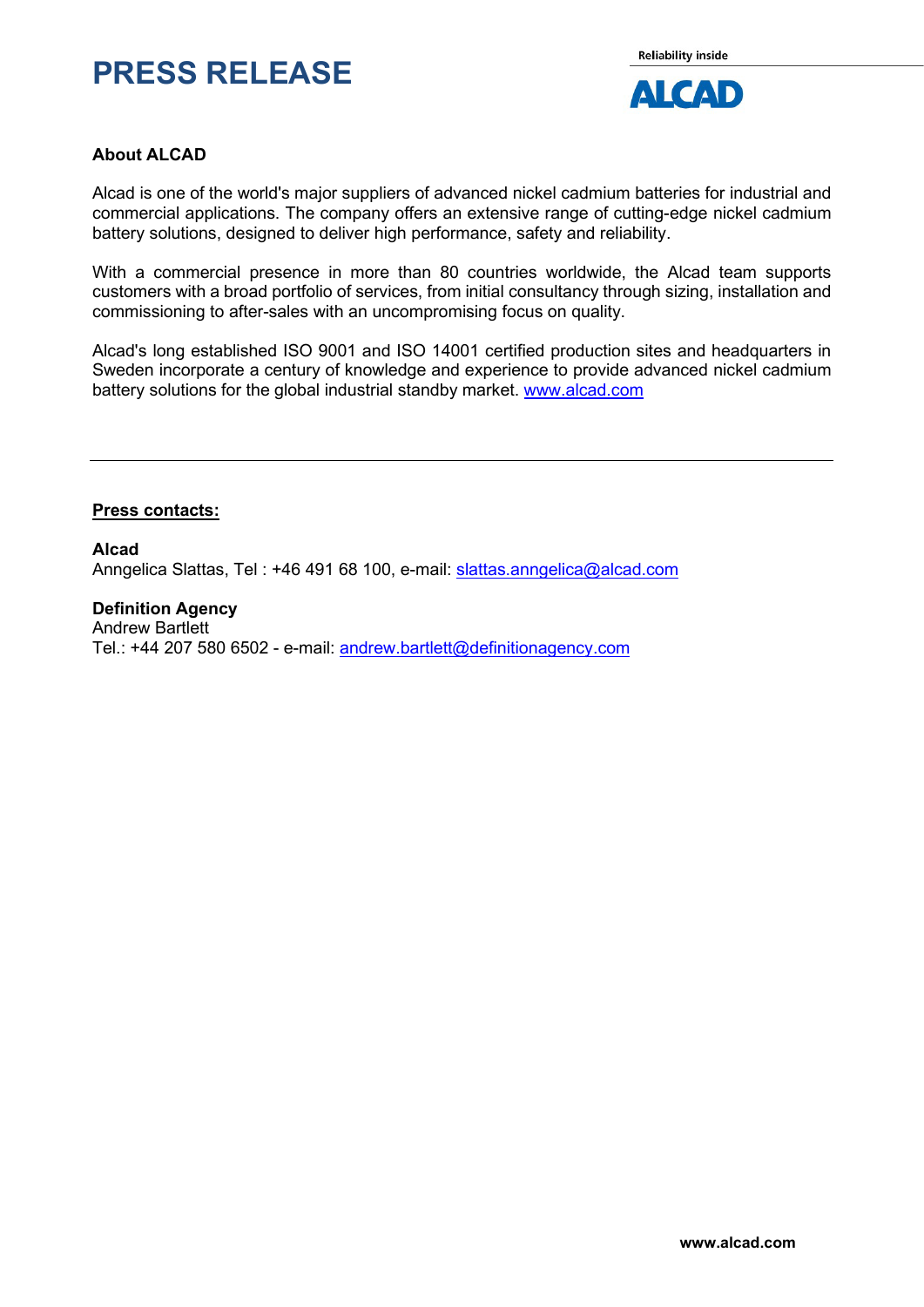# PRESS RELEASE

**About ALCAD**

Alcad is one of the world's major suppliers of advanced nickel cadmium batteries for industrial and commercial applications. The company offers an extensive range of cutting-edge nickel cadmium battery solutions, designed to deliver high performance, safety and reliability.

With a commercial presence in more than 80 countries worldwide, the Alcad team supports customers with a broad portfolio of services, from initial consultancy through sizing, installation and commissioning to after-sales with an uncompromising focus on quality.

Alcad's long established ISO 9001 and ISO 14001 certified production sites and headquarters in Sweden incorporate a century of knowledge and experience to provide advanced nickel cadmium battery solutions for the global industrial standby market. www.alcad.com

---

**Press contacts:**

**Alcad**
Anngelica Slattas, Tel : +46 491 68 100, e-mail: slattas.anngelica@alcad.com

**Definition Agency**
Andrew Bartlett
Tel.: +44 207 580 6502 - e-mail: andrew.bartlett@definitionagency.com